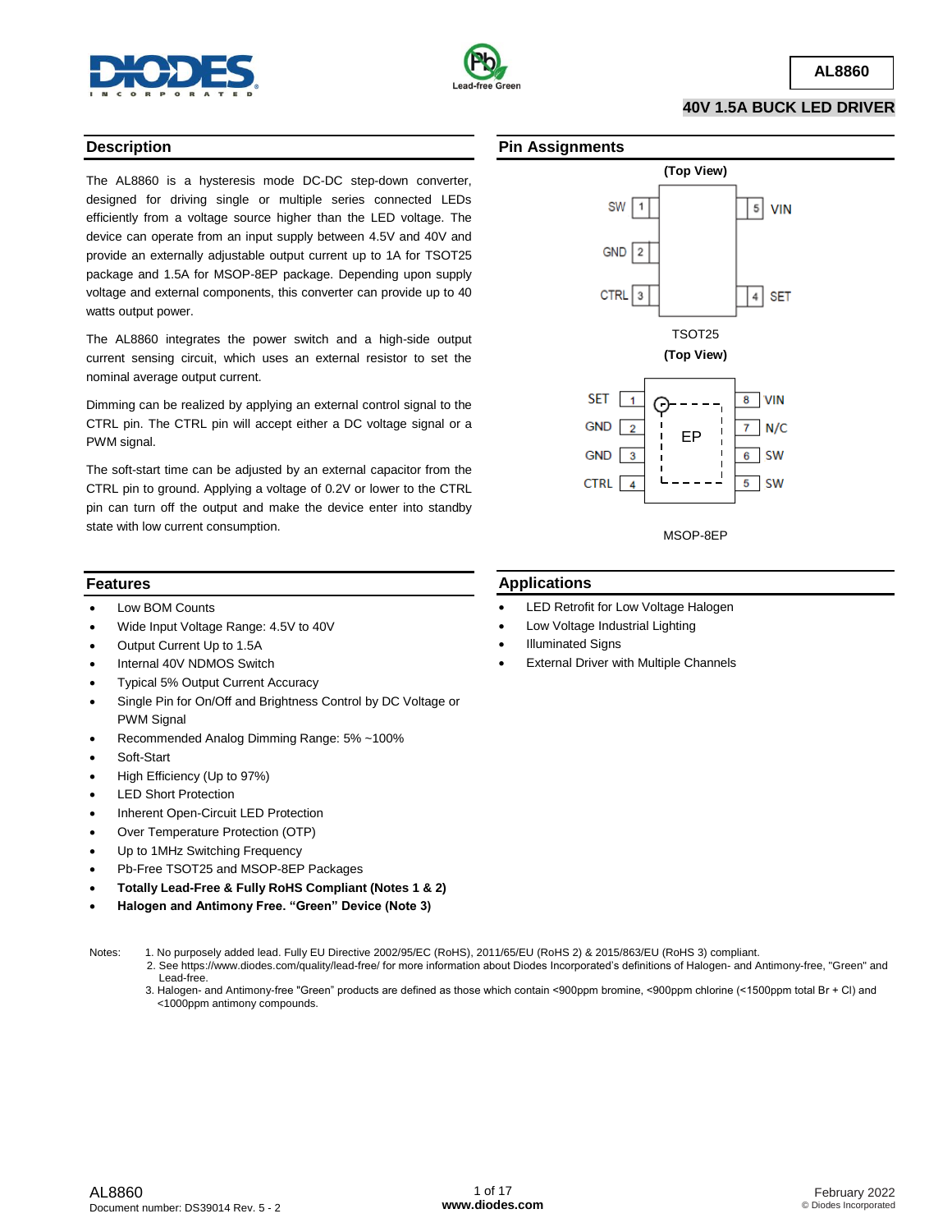# AL8860

## 40V 1.5A BUCK LED DRIVER

## Description

The AL8860 is a hysteresis mode DC-DC step-down converter, designed for driving single or multiple series connected LEDs efficiently from a voltage source higher than the LED voltage. The device can operate from an input supply between 4.5V and 40V and provide an externally adjustable output current up to 1A for TSOT25 package and 1.5A for MSOP-8EP package. Depending upon supply voltage and external components, this converter can provide up to 40 watts output power.

The AL8860 integrates the power switch and a high-side output current sensing circuit, which uses an external resistor to set the nominal average output current.

Dimming can be realized by applying an external control signal to the CTRL pin. The CTRL pin will accept either a DC voltage signal or a PWM signal.

The soft-start time can be adjusted by an external capacitor from the CTRL pin to ground. Applying a voltage of 0.2V or lower to the CTRL pin can turn off the output and make the device enter into standby state with low current consumption.

## Pin Assignments

(Top View)

TSOT25: 1 SW, 2 GND, 3 CTRL, 4 SET, 5 VIN

(Top View)

MSOP-8EP: 1 SET, 2 GND, 3 GND, 4 CTRL, 5 SW, 6 SW, 7 N/C, 8 VIN, EP

## Features

- Low BOM Counts
- Wide Input Voltage Range: 4.5V to 40V
- Output Current Up to 1.5A
- Internal 40V NDMOS Switch
- Typical 5% Output Current Accuracy
- Single Pin for On/Off and Brightness Control by DC Voltage or PWM Signal
- Recommended Analog Dimming Range: 5% ~100%
- Soft-Start
- High Efficiency (Up to 97%)
- LED Short Protection
- Inherent Open-Circuit LED Protection
- Over Temperature Protection (OTP)
- Up to 1MHz Switching Frequency
- Pb-Free TSOT25 and MSOP-8EP Packages
- **Totally Lead-Free & Fully RoHS Compliant (Notes 1 & 2)**
- **Halogen and Antimony Free. "Green" Device (Note 3)**

## Applications

- LED Retrofit for Low Voltage Halogen
- Low Voltage Industrial Lighting
- Illuminated Signs
- External Driver with Multiple Channels

Notes:
1. No purposely added lead. Fully EU Directive 2002/95/EC (RoHS), 2011/65/EU (RoHS 2) & 2015/863/EU (RoHS 3) compliant.
2. See https://www.diodes.com/quality/lead-free/ for more information about Diodes Incorporated's definitions of Halogen- and Antimony-free, "Green" and Lead-free.
3. Halogen- and Antimony-free "Green" products are defined as those which contain <900ppm bromine, <900ppm chlorine (<1500ppm total Br + Cl) and <1000ppm antimony compounds.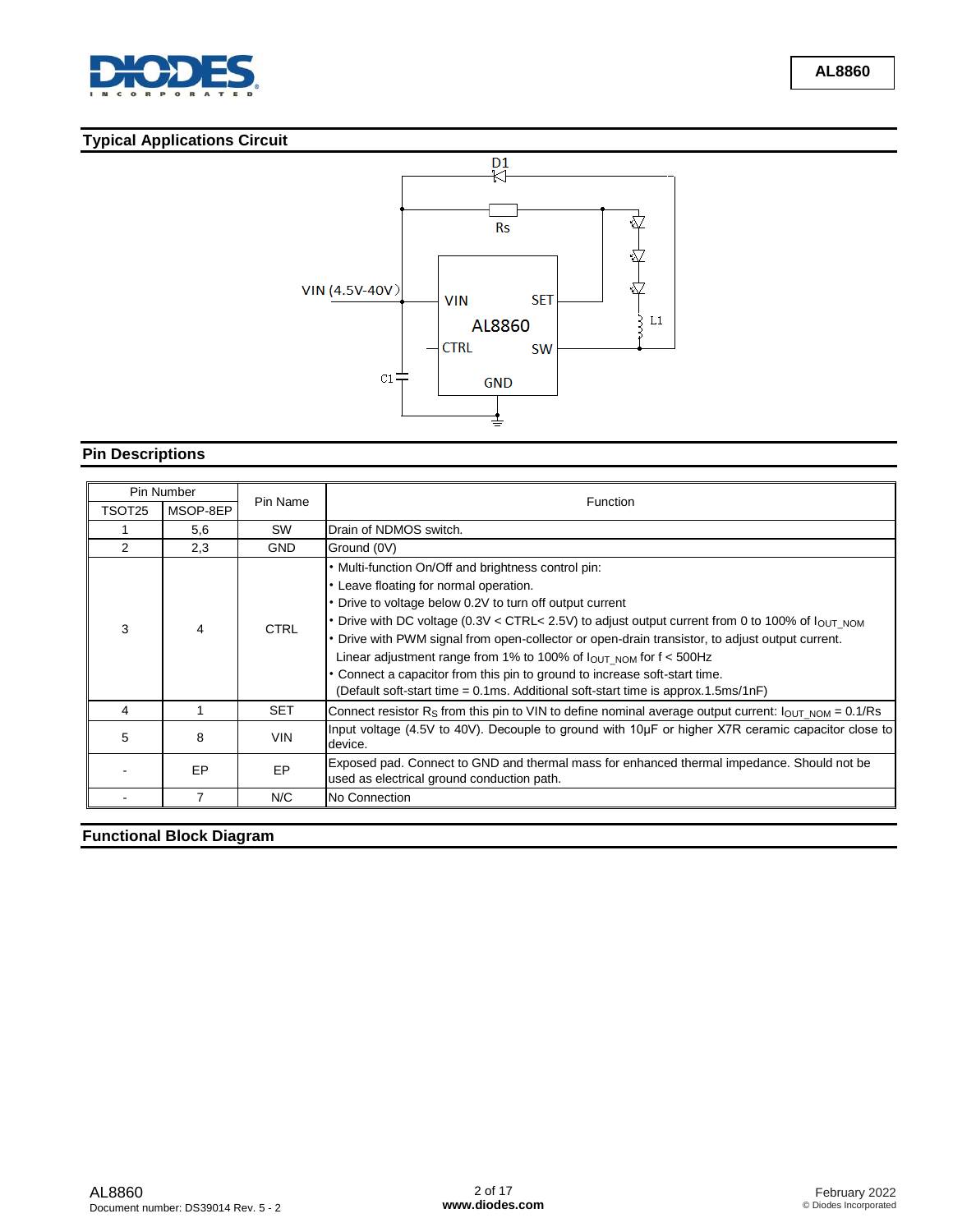## Typical Applications Circuit

## Pin Descriptions

| Pin Number | | Pin Name | Function |
|---|---|---|---|
| TSOT25 | MSOP-8EP | | |
| 1 | 5,6 | SW | Drain of NDMOS switch. |
| 2 | 2,3 | GND | Ground (0V) |
| 3 | 4 | CTRL | • Multi-function On/Off and brightness control pin:<br>• Leave floating for normal operation.<br>• Drive to voltage below 0.2V to turn off output current<br>• Drive with DC voltage (0.3V < CTRL< 2.5V) to adjust output current from 0 to 100% of $I_{OUT\_NOM}$<br>• Drive with PWM signal from open-collector or open-drain transistor, to adjust output current. Linear adjustment range from 1% to 100% of $I_{OUT\_NOM}$ for f < 500Hz<br>• Connect a capacitor from this pin to ground to increase soft-start time. (Default soft-start time = 0.1ms. Additional soft-start time is approx.1.5ms/1nF) |
| 4 | 1 | SET | Connect resistor $R_S$ from this pin to VIN to define nominal average output current: $I_{OUT\_NOM}$ = 0.1/Rs |
| 5 | 8 | VIN | Input voltage (4.5V to 40V). Decouple to ground with 10µF or higher X7R ceramic capacitor close to device. |
| - | EP | EP | Exposed pad. Connect to GND and thermal mass for enhanced thermal impedance. Should not be used as electrical ground conduction path. |
| - | 7 | N/C | No Connection |

## Functional Block Diagram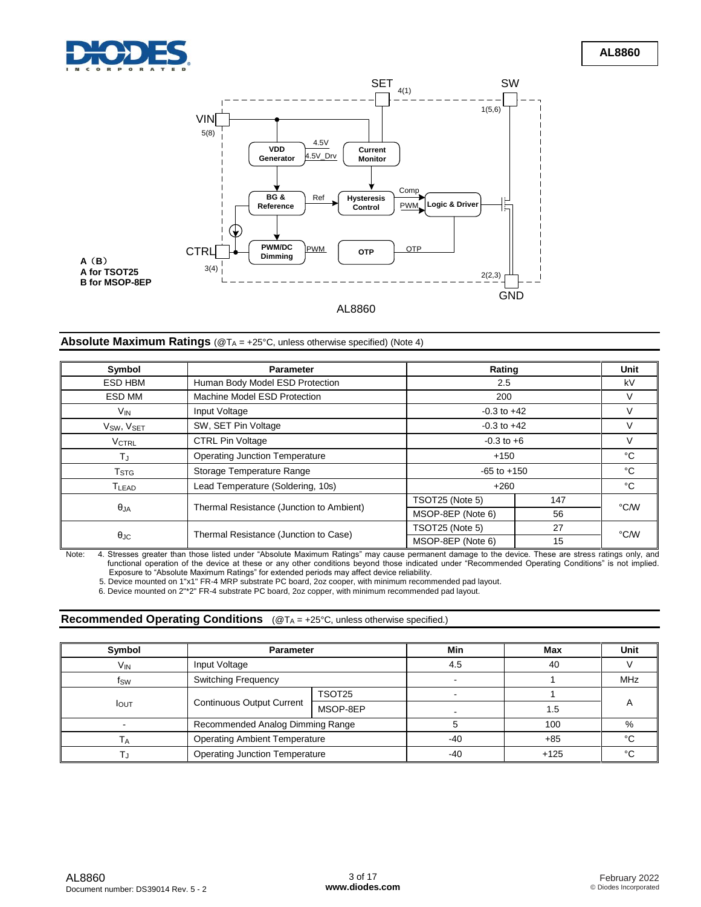VIN 5(8)

SET 4(1)

SW 1(5,6)

VDD Generator

4.5V

4.5V_Drv

Current Monitor

BG & Reference

Ref

Hysteresis Control

Comp

PWM

Logic & Driver

CTRL 3(4)

PWM/DC Dimming

PWM

OTP

OTP

2(2,3)

GND

A（B）
A for TSOT25
B for MSOP-8EP

AL8860

## Absolute Maximum Ratings (@$T_A$ = +25°C, unless otherwise specified) (Note 4)

| Symbol | Parameter | Rating | | Unit |
|---|---|---|---|---|
| ESD HBM | Human Body Model ESD Protection | 2.5 | | kV |
| ESD MM | Machine Model ESD Protection | 200 | | V |
| $V_{IN}$ | Input Voltage | -0.3 to +42 | | V |
| $V_{SW}$, $V_{SET}$ | SW, SET Pin Voltage | -0.3 to +42 | | V |
| $V_{CTRL}$ | CTRL Pin Voltage | -0.3 to +6 | | V |
| $T_J$ | Operating Junction Temperature | +150 | | °C |
| $T_{STG}$ | Storage Temperature Range | -65 to +150 | | °C |
| $T_{LEAD}$ | Lead Temperature (Soldering, 10s) | +260 | | °C |
| $\theta_{JA}$ | Thermal Resistance (Junction to Ambient) | TSOT25 (Note 5) | 147 | °C/W |
| | | MSOP-8EP (Note 6) | 56 | |
| $\theta_{JC}$ | Thermal Resistance (Junction to Case) | TSOT25 (Note 5) | 27 | °C/W |
| | | MSOP-8EP (Note 6) | 15 | |

Note: 4. Stresses greater than those listed under "Absolute Maximum Ratings" may cause permanent damage to the device. These are stress ratings only, and functional operation of the device at these or any other conditions beyond those indicated under "Recommended Operating Conditions" is not implied. Exposure to "Absolute Maximum Ratings" for extended periods may affect device reliability.
5. Device mounted on 1"x1" FR-4 MRP substrate PC board, 2oz cooper, with minimum recommended pad layout.
6. Device mounted on 2"*2" FR-4 substrate PC board, 2oz copper, with minimum recommended pad layout.

## Recommended Operating Conditions (@$T_A$ = +25°C, unless otherwise specified.)

| Symbol | Parameter | | Min | Max | Unit |
|---|---|---|---|---|---|
| $V_{IN}$ | Input Voltage | | 4.5 | 40 | V |
| $f_{SW}$ | Switching Frequency | | - | 1 | MHz |
| $I_{OUT}$ | Continuous Output Current | TSOT25 | - | 1 | A |
| | | MSOP-8EP | - | 1.5 | |
| - | Recommended Analog Dimming Range | | 5 | 100 | % |
| $T_A$ | Operating Ambient Temperature | | -40 | +85 | °C |
| $T_J$ | Operating Junction Temperature | | -40 | +125 | °C |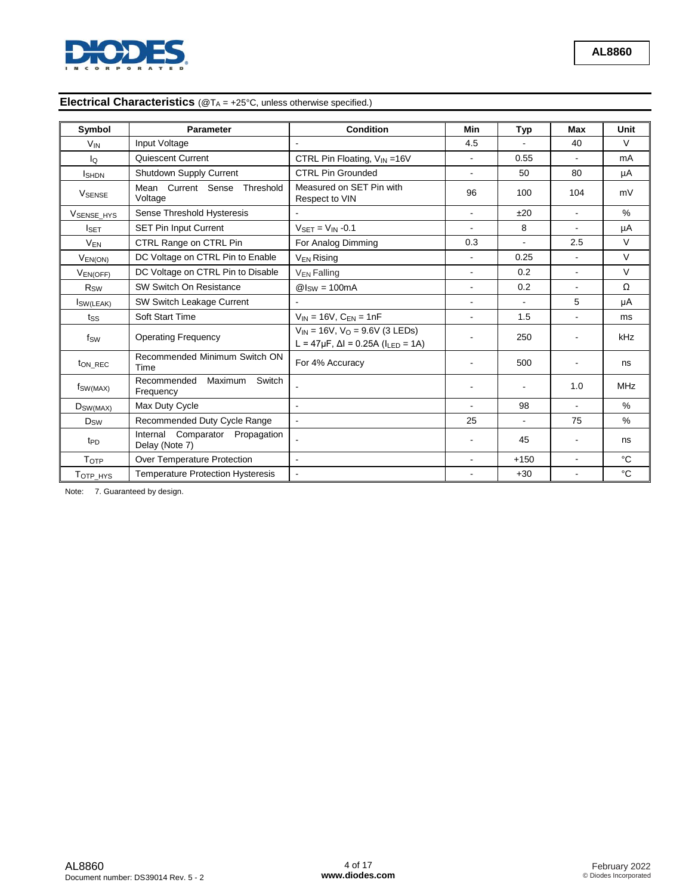## Electrical Characteristics (@$T_A$ = +25°C, unless otherwise specified.)

| Symbol | Parameter | Condition | Min | Typ | Max | Unit |
|---|---|---|---|---|---|---|
| $V_{IN}$ | Input Voltage | - | 4.5 | - | 40 | V |
| $I_Q$ | Quiescent Current | CTRL Pin Floating, $V_{IN}$ =16V | - | 0.55 | - | mA |
| $I_{SHDN}$ | Shutdown Supply Current | CTRL Pin Grounded | - | 50 | 80 | µA |
| $V_{SENSE}$ | Mean Current Sense Threshold Voltage | Measured on SET Pin with Respect to VIN | 96 | 100 | 104 | mV |
| $V_{SENSE\_HYS}$ | Sense Threshold Hysteresis | - | - | ±20 | - | % |
| $I_{SET}$ | SET Pin Input Current | $V_{SET}$ = $V_{IN}$ -0.1 | - | 8 | - | µA |
| $V_{EN}$ | CTRL Range on CTRL Pin | For Analog Dimming | 0.3 | - | 2.5 | V |
| $V_{EN(ON)}$ | DC Voltage on CTRL Pin to Enable | $V_{EN}$ Rising | - | 0.25 | - | V |
| $V_{EN(OFF)}$ | DC Voltage on CTRL Pin to Disable | $V_{EN}$ Falling | - | 0.2 | - | V |
| $R_{SW}$ | SW Switch On Resistance | @$I_{SW}$ = 100mA | - | 0.2 | - | Ω |
| $I_{SW(LEAK)}$ | SW Switch Leakage Current | - | - | - | 5 | µA |
| $t_{SS}$ | Soft Start Time | $V_{IN}$ = 16V, $C_{EN}$ = 1nF | - | 1.5 | - | ms |
| $f_{SW}$ | Operating Frequency | $V_{IN}$ = 16V, $V_O$ = 9.6V (3 LEDs) L = 47µF, ΔI = 0.25A ($I_{LED}$ = 1A) | - | 250 | - | kHz |
| $t_{ON\_REC}$ | Recommended Minimum Switch ON Time | For 4% Accuracy | - | 500 | - | ns |
| $f_{SW(MAX)}$ | Recommended Maximum Switch Frequency | - | - | - | 1.0 | MHz |
| $D_{SW(MAX)}$ | Max Duty Cycle | - | - | 98 | - | % |
| $D_{SW}$ | Recommended Duty Cycle Range | - | 25 | - | 75 | % |
| $t_{PD}$ | Internal Comparator Propagation Delay (Note 7) | - | - | 45 | - | ns |
| $T_{OTP}$ | Over Temperature Protection | - | - | +150 | - | °C |
| $T_{OTP\_HYS}$ | Temperature Protection Hysteresis | - | - | +30 | - | °C |

Note: 7. Guaranteed by design.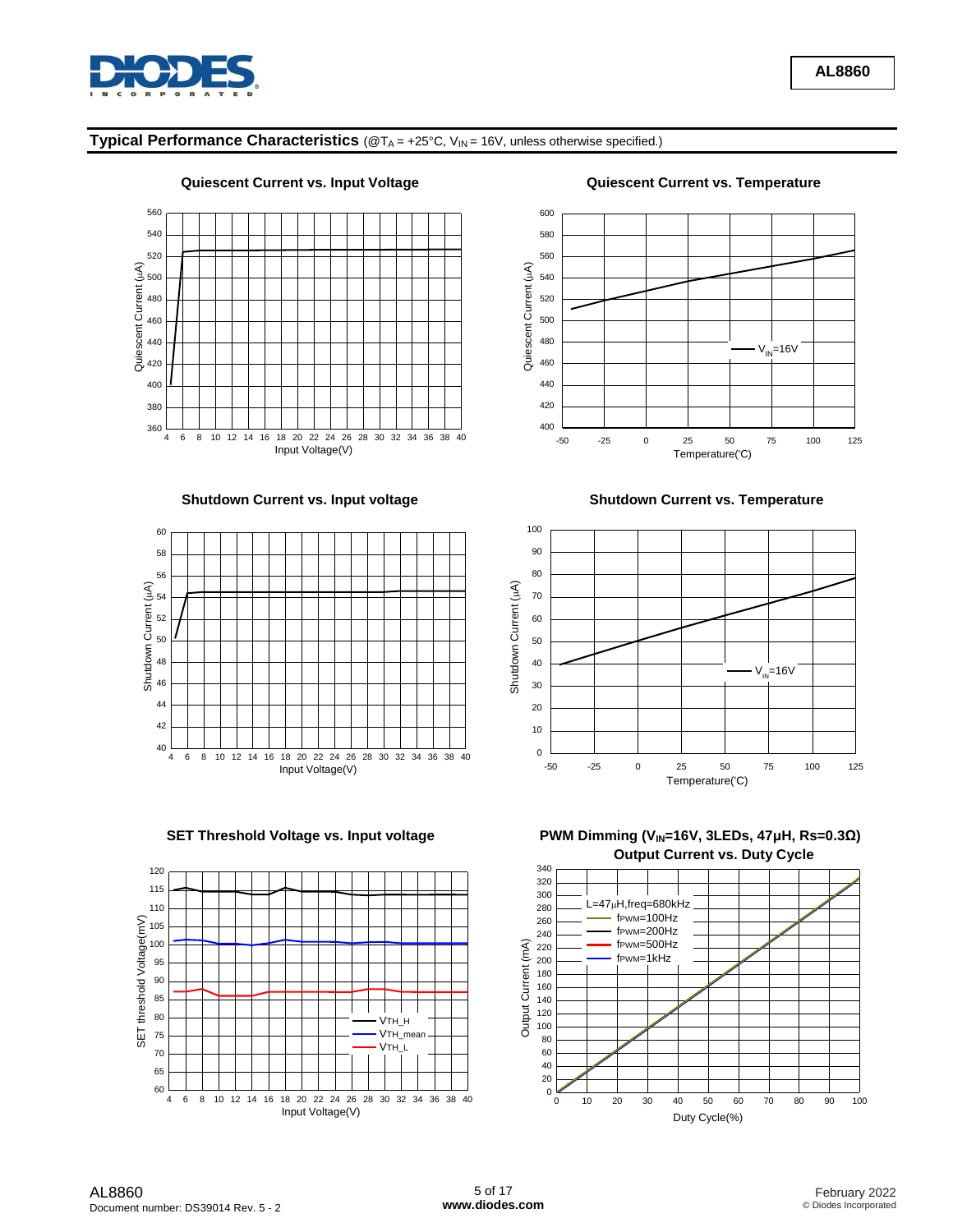## Typical Performance Characteristics (@$T_A$ = +25°C, $V_{IN}$ = 16V, unless otherwise specified.)

**Quiescent Current vs. Input Voltage**

**Quiescent Current vs. Temperature**

**Shutdown Current vs. Input voltage**

**Shutdown Current vs. Temperature**

**SET Threshold Voltage vs. Input voltage**

**PWM Dimming ($V_{IN}$=16V, 3LEDs, 47µH, Rs=0.3Ω) Output Current vs. Duty Cycle**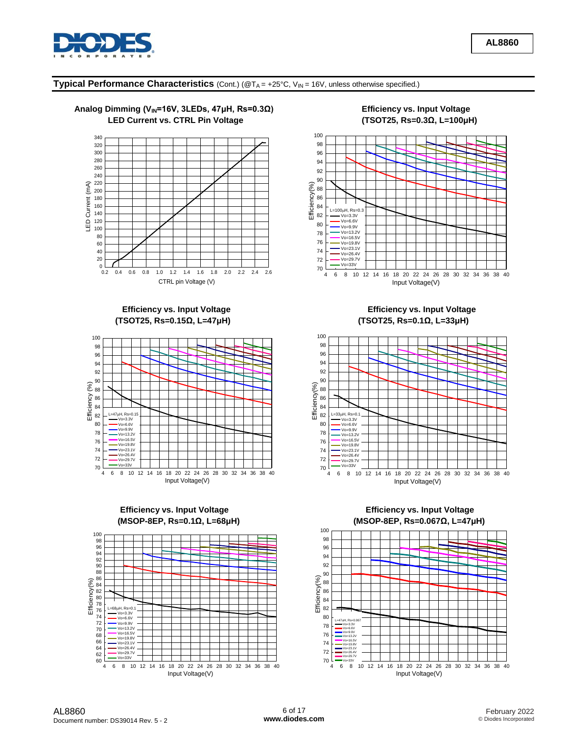## Typical Performance Characteristics (Cont.) (@$T_A$ = +25°C, $V_{IN}$ = 16V, unless otherwise specified.)

**Analog Dimming ($V_{IN}$=16V, 3LEDs, 47µH, Rs=0.3Ω)**
**LED Current vs. CTRL Pin Voltage**

**Efficiency vs. Input Voltage (TSOT25, Rs=0.3Ω, L=100µH)**

**Efficiency vs. Input Voltage (TSOT25, Rs=0.15Ω, L=47µH)**

**Efficiency vs. Input Voltage (TSOT25, Rs=0.1Ω, L=33µH)**

**Efficiency vs. Input Voltage (MSOP-8EP, Rs=0.1Ω, L=68µH)**

**Efficiency vs. Input Voltage (MSOP-8EP, Rs=0.067Ω, L=47µH)**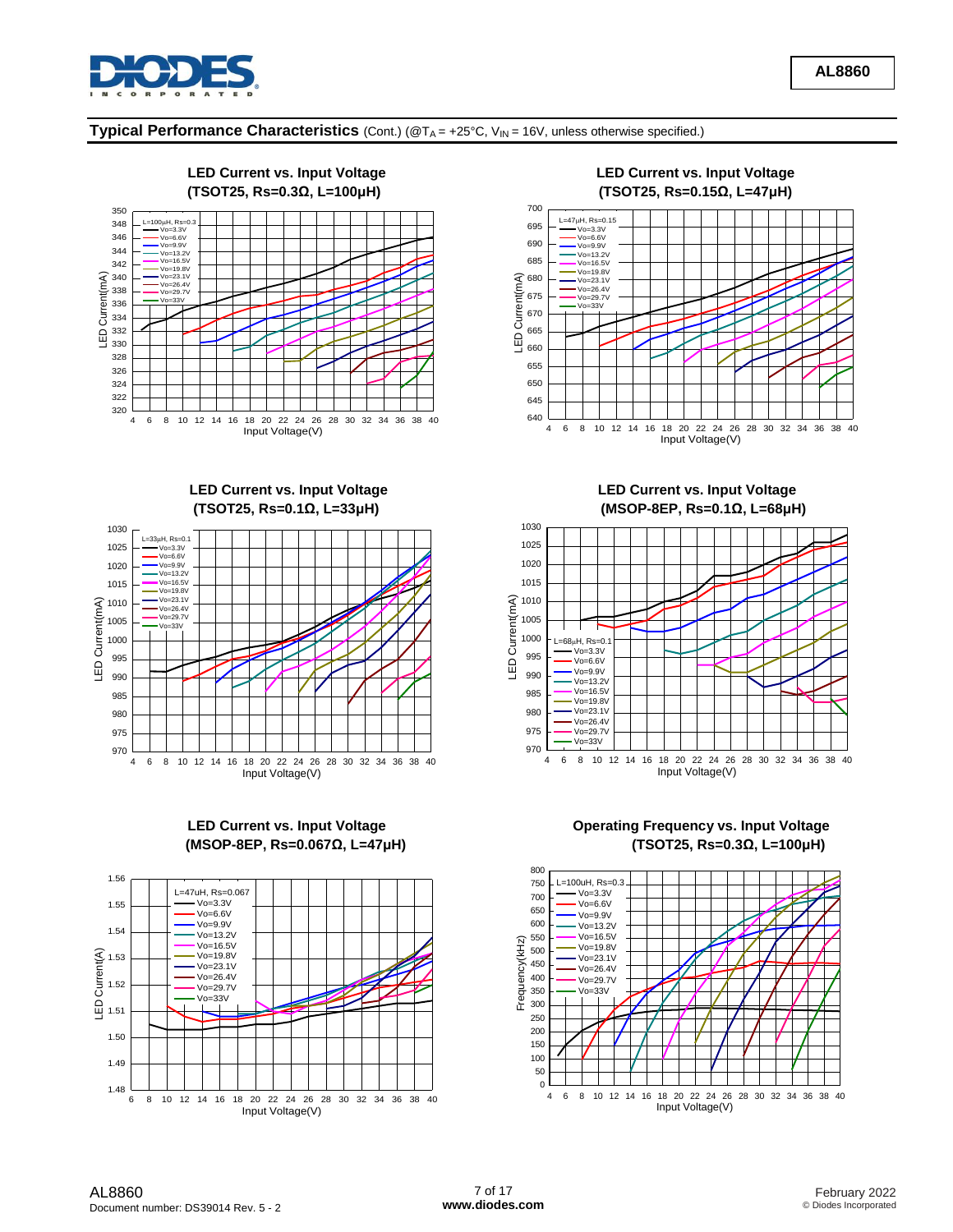## Typical Performance Characteristics (Cont.) (@$T_A$ = +25°C, $V_{IN}$ = 16V, unless otherwise specified.)

**LED Current vs. Input Voltage (TSOT25, Rs=0.3Ω, L=100μH)**

**LED Current vs. Input Voltage (TSOT25, Rs=0.15Ω, L=47μH)**

**LED Current vs. Input Voltage (TSOT25, Rs=0.1Ω, L=33μH)**

**LED Current vs. Input Voltage (MSOP-8EP, Rs=0.1Ω, L=68μH)**

**LED Current vs. Input Voltage (MSOP-8EP, Rs=0.067Ω, L=47μH)**

**Operating Frequency vs. Input Voltage (TSOT25, Rs=0.3Ω, L=100μH)**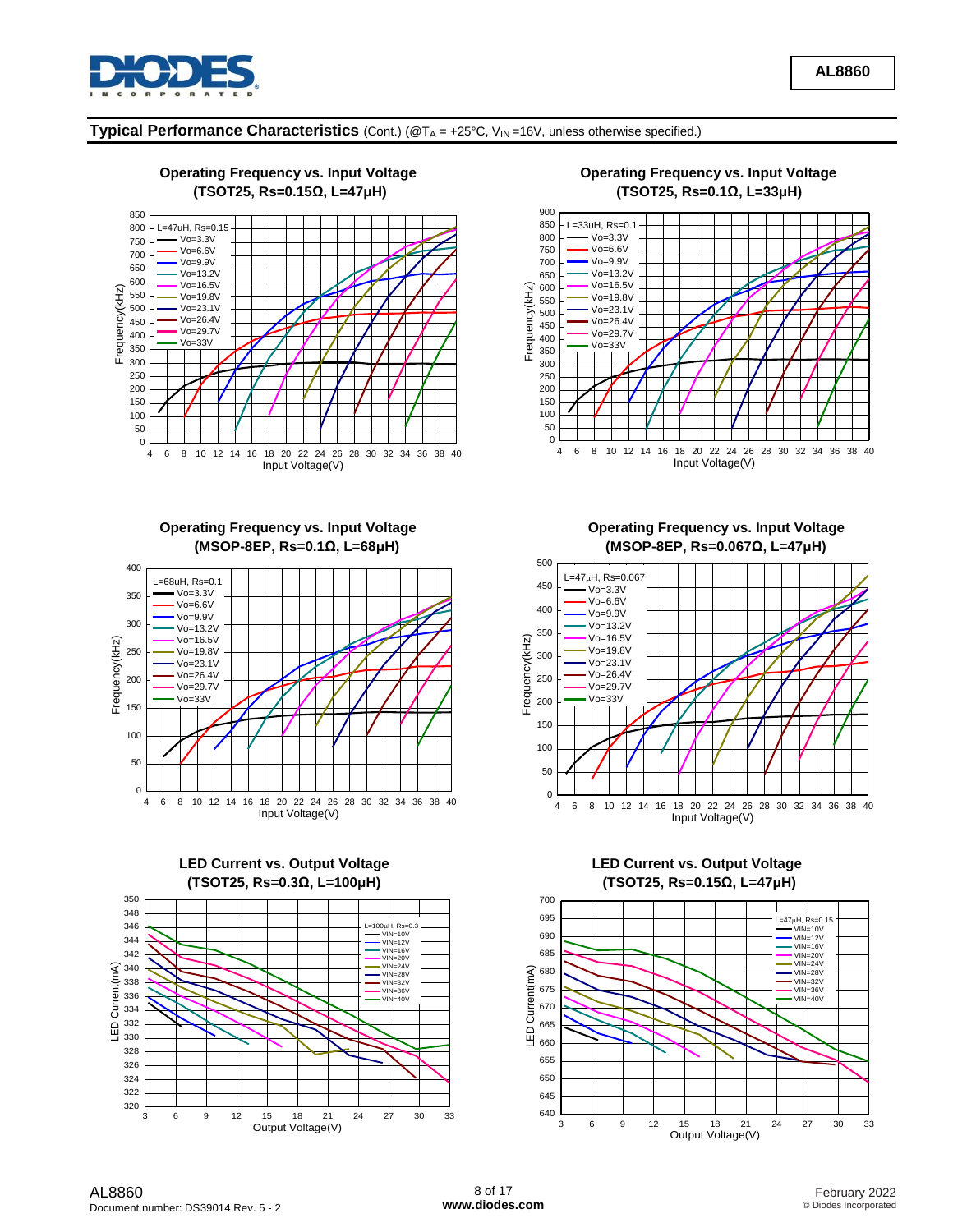## Typical Performance Characteristics (Cont.) (@$T_A$ = +25°C, $V_{IN}$ =16V, unless otherwise specified.)

**Operating Frequency vs. Input Voltage (TSOT25, Rs=0.15Ω, L=47µH)**

**Operating Frequency vs. Input Voltage (TSOT25, Rs=0.1Ω, L=33µH)**

**Operating Frequency vs. Input Voltage (MSOP-8EP, Rs=0.1Ω, L=68µH)**

**Operating Frequency vs. Input Voltage (MSOP-8EP, Rs=0.067Ω, L=47µH)**

**LED Current vs. Output Voltage (TSOT25, Rs=0.3Ω, L=100µH)**

**LED Current vs. Output Voltage (TSOT25, Rs=0.15Ω, L=47µH)**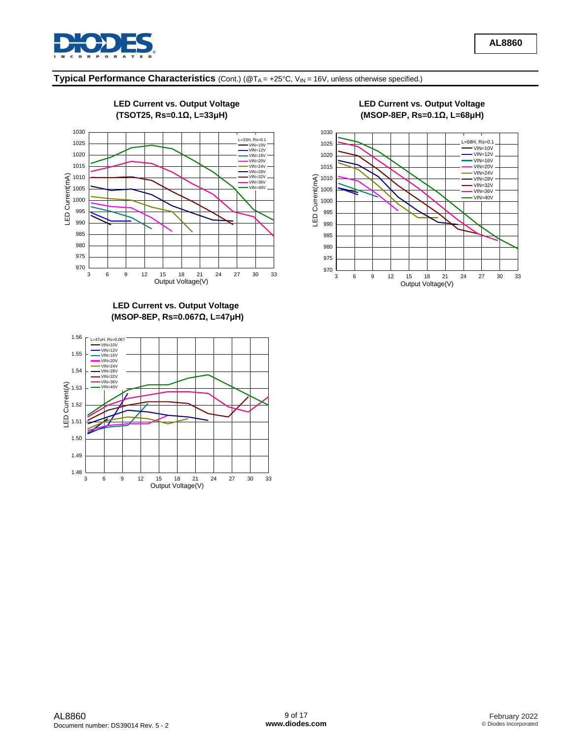## Typical Performance Characteristics (Cont.) (@$T_A$ = +25°C, $V_{IN}$ = 16V, unless otherwise specified.)

**LED Current vs. Output Voltage (TSOT25, Rs=0.1Ω, L=33µH)**

**LED Current vs. Output Voltage (MSOP-8EP, Rs=0.1Ω, L=68µH)**

**LED Current vs. Output Voltage (MSOP-8EP, Rs=0.067Ω, L=47µH)**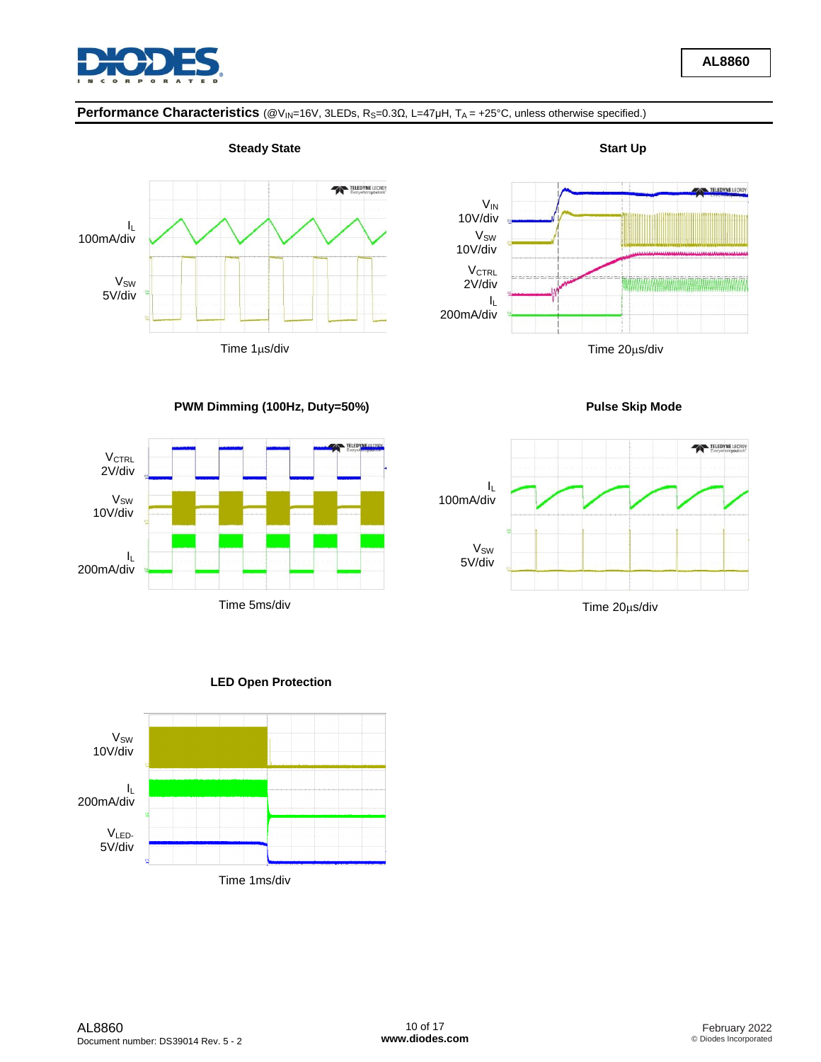## Performance Characteristics (@$V_{IN}$=16V, 3LEDs, $R_S$=0.3Ω, L=47μH, $T_A$ = +25°C, unless otherwise specified.)

**Steady State**

$I_L$ 100mA/div

$V_{SW}$ 5V/div

Time 1μs/div

**Start Up**

$V_{IN}$ 10V/div

$V_{SW}$ 10V/div

$V_{CTRL}$ 2V/div

$I_L$ 200mA/div

Time 20μs/div

**PWM Dimming (100Hz, Duty=50%)**

$V_{CTRL}$ 2V/div

$V_{SW}$ 10V/div

$I_L$ 200mA/div

Time 5ms/div

**Pulse Skip Mode**

$I_L$ 100mA/div

$V_{SW}$ 5V/div

Time 20μs/div

**LED Open Protection**

$V_{SW}$ 10V/div

$I_L$ 200mA/div

$V_{LED-}$ 5V/div

Time 1ms/div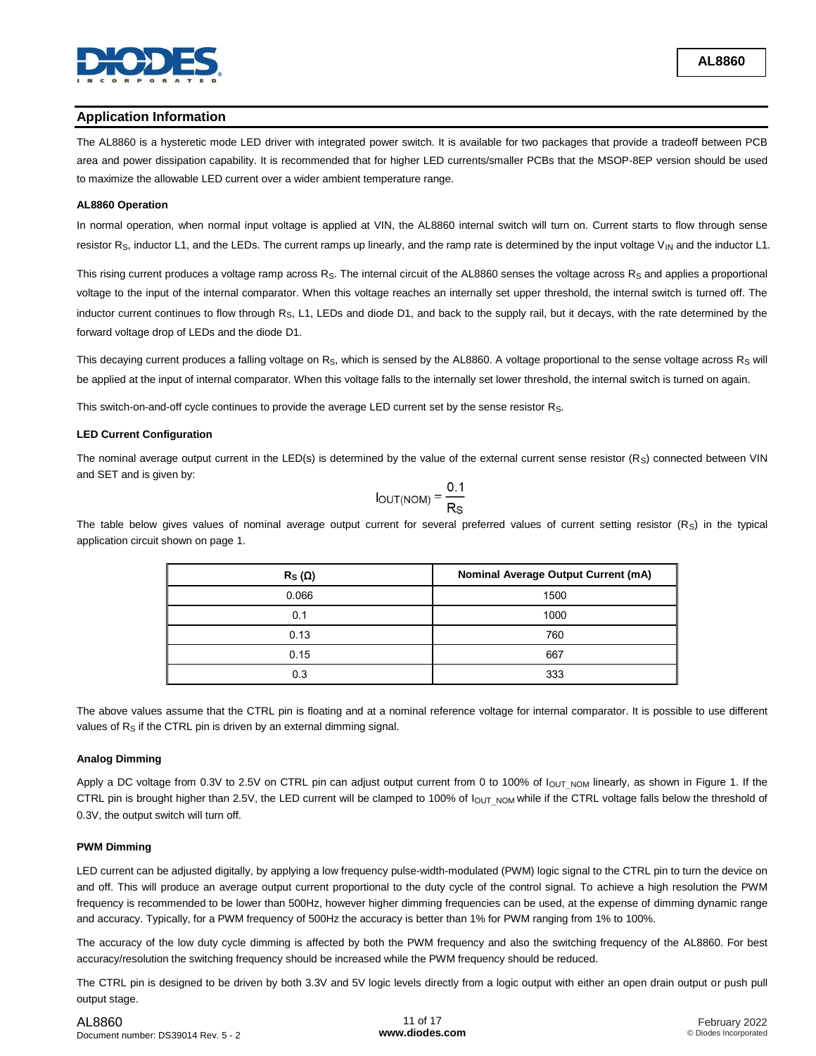## Application Information

The AL8860 is a hysteretic mode LED driver with integrated power switch. It is available for two packages that provide a tradeoff between PCB area and power dissipation capability. It is recommended that for higher LED currents/smaller PCBs that the MSOP-8EP version should be used to maximize the allowable LED current over a wider ambient temperature range.

### AL8860 Operation

In normal operation, when normal input voltage is applied at VIN, the AL8860 internal switch will turn on. Current starts to flow through sense resistor $R_S$, inductor L1, and the LEDs. The current ramps up linearly, and the ramp rate is determined by the input voltage $V_{IN}$ and the inductor L1.

This rising current produces a voltage ramp across $R_S$. The internal circuit of the AL8860 senses the voltage across $R_S$ and applies a proportional voltage to the input of the internal comparator. When this voltage reaches an internally set upper threshold, the internal switch is turned off. The inductor current continues to flow through $R_S$, L1, LEDs and diode D1, and back to the supply rail, but it decays, with the rate determined by the forward voltage drop of LEDs and the diode D1.

This decaying current produces a falling voltage on $R_S$, which is sensed by the AL8860. A voltage proportional to the sense voltage across $R_S$ will be applied at the input of internal comparator. When this voltage falls to the internally set lower threshold, the internal switch is turned on again.

This switch-on-and-off cycle continues to provide the average LED current set by the sense resistor $R_S$.

### LED Current Configuration

The nominal average output current in the LED(s) is determined by the value of the external current sense resistor ($R_S$) connected between VIN and SET and is given by:

$$I_{OUT(NOM)} = \frac{0.1}{R_S}$$

The table below gives values of nominal average output current for several preferred values of current setting resistor ($R_S$) in the typical application circuit shown on page 1.

| $R_S$ (Ω) | Nominal Average Output Current (mA) |
|---|---|
| 0.066 | 1500 |
| 0.1 | 1000 |
| 0.13 | 760 |
| 0.15 | 667 |
| 0.3 | 333 |

The above values assume that the CTRL pin is floating and at a nominal reference voltage for internal comparator. It is possible to use different values of $R_S$ if the CTRL pin is driven by an external dimming signal.

### Analog Dimming

Apply a DC voltage from 0.3V to 2.5V on CTRL pin can adjust output current from 0 to 100% of $I_{OUT\_NOM}$ linearly, as shown in Figure 1. If the CTRL pin is brought higher than 2.5V, the LED current will be clamped to 100% of $I_{OUT\_NOM}$ while if the CTRL voltage falls below the threshold of 0.3V, the output switch will turn off.

### PWM Dimming

LED current can be adjusted digitally, by applying a low frequency pulse-width-modulated (PWM) logic signal to the CTRL pin to turn the device on and off. This will produce an average output current proportional to the duty cycle of the control signal. To achieve a high resolution the PWM frequency is recommended to be lower than 500Hz, however higher dimming frequencies can be used, at the expense of dimming dynamic range and accuracy. Typically, for a PWM frequency of 500Hz the accuracy is better than 1% for PWM ranging from 1% to 100%.

The accuracy of the low duty cycle dimming is affected by both the PWM frequency and also the switching frequency of the AL8860. For best accuracy/resolution the switching frequency should be increased while the PWM frequency should be reduced.

The CTRL pin is designed to be driven by both 3.3V and 5V logic levels directly from a logic output with either an open drain output or push pull output stage.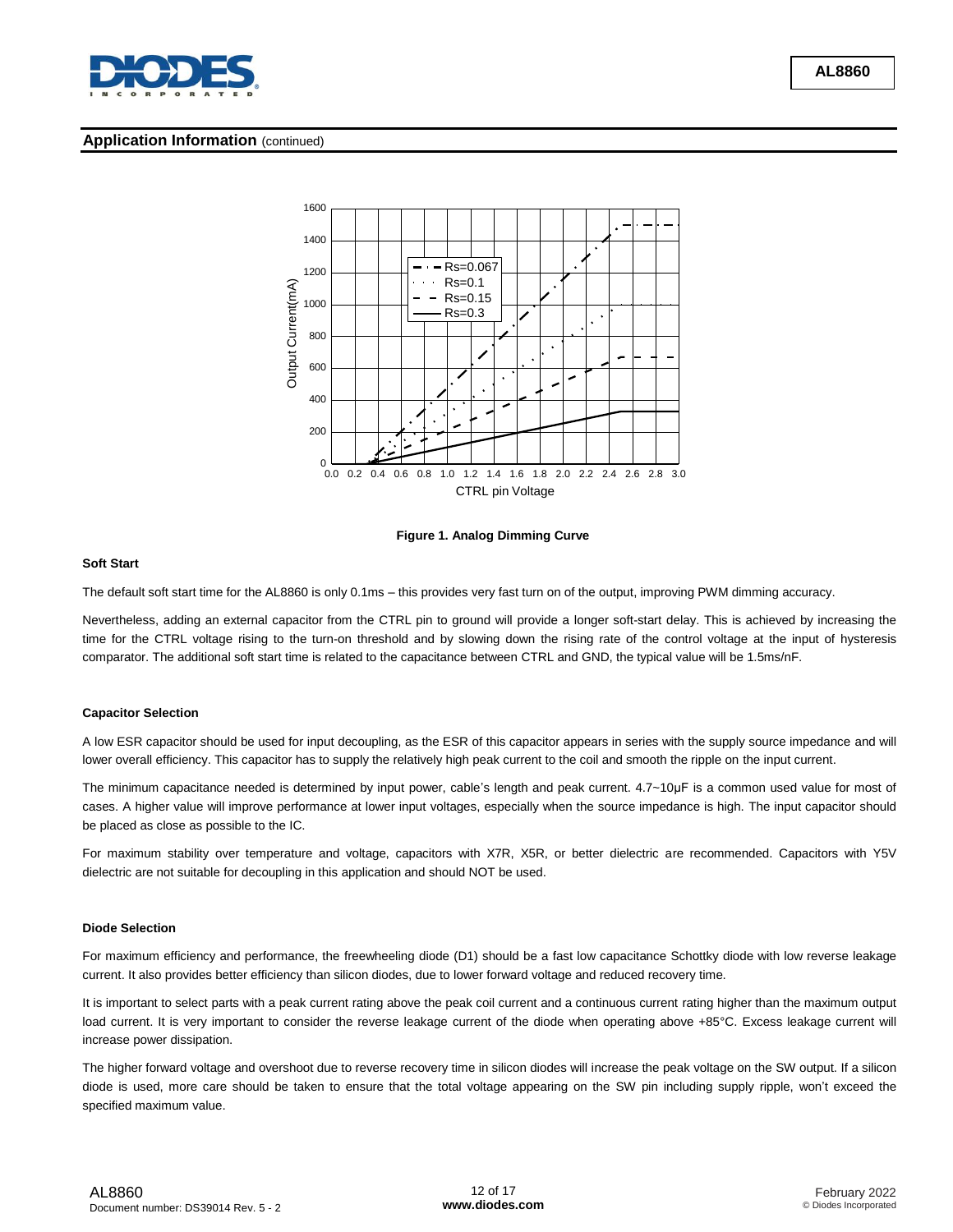## Application Information (continued)

**Figure 1. Analog Dimming Curve**

### Soft Start

The default soft start time for the AL8860 is only 0.1ms – this provides very fast turn on of the output, improving PWM dimming accuracy.

Nevertheless, adding an external capacitor from the CTRL pin to ground will provide a longer soft-start delay. This is achieved by increasing the time for the CTRL voltage rising to the turn-on threshold and by slowing down the rising rate of the control voltage at the input of hysteresis comparator. The additional soft start time is related to the capacitance between CTRL and GND, the typical value will be 1.5ms/nF.

### Capacitor Selection

A low ESR capacitor should be used for input decoupling, as the ESR of this capacitor appears in series with the supply source impedance and will lower overall efficiency. This capacitor has to supply the relatively high peak current to the coil and smooth the ripple on the input current.

The minimum capacitance needed is determined by input power, cable's length and peak current. 4.7~10μF is a common used value for most of cases. A higher value will improve performance at lower input voltages, especially when the source impedance is high. The input capacitor should be placed as close as possible to the IC.

For maximum stability over temperature and voltage, capacitors with X7R, X5R, or better dielectric are recommended. Capacitors with Y5V dielectric are not suitable for decoupling in this application and should NOT be used.

### Diode Selection

For maximum efficiency and performance, the freewheeling diode (D1) should be a fast low capacitance Schottky diode with low reverse leakage current. It also provides better efficiency than silicon diodes, due to lower forward voltage and reduced recovery time.

It is important to select parts with a peak current rating above the peak coil current and a continuous current rating higher than the maximum output load current. It is very important to consider the reverse leakage current of the diode when operating above +85°C. Excess leakage current will increase power dissipation.

The higher forward voltage and overshoot due to reverse recovery time in silicon diodes will increase the peak voltage on the SW output. If a silicon diode is used, more care should be taken to ensure that the total voltage appearing on the SW pin including supply ripple, won't exceed the specified maximum value.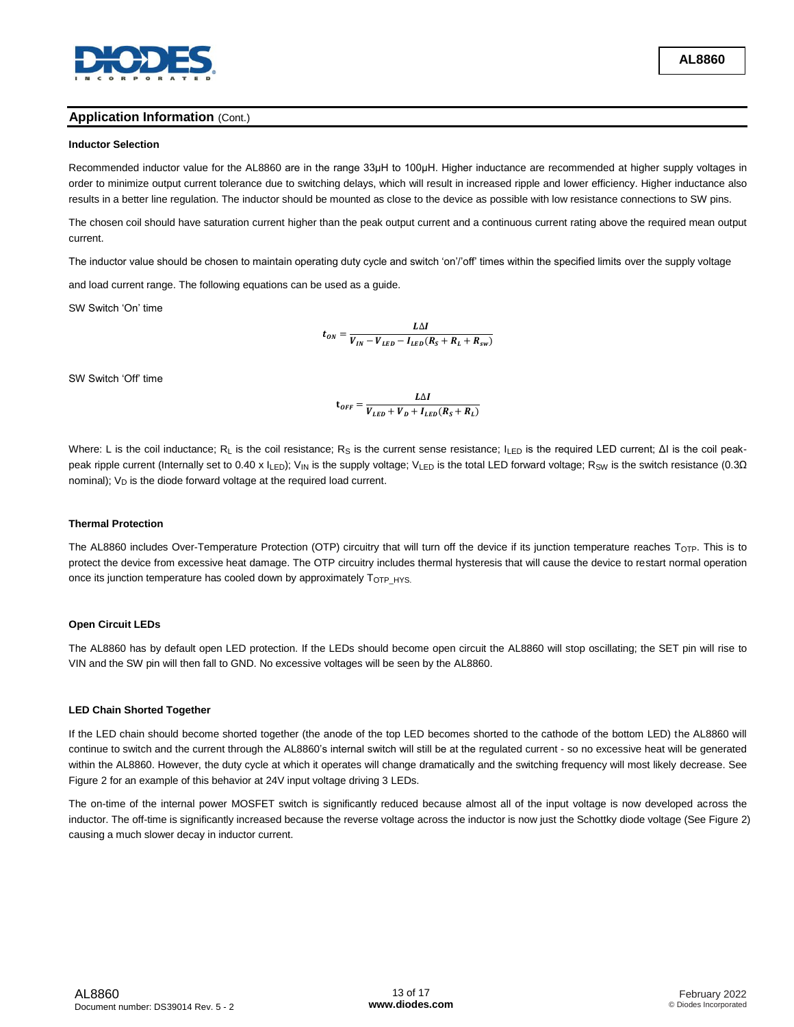## Application Information (Cont.)

### Inductor Selection

Recommended inductor value for the AL8860 are in the range 33µH to 100µH. Higher inductance are recommended at higher supply voltages in order to minimize output current tolerance due to switching delays, which will result in increased ripple and lower efficiency. Higher inductance also results in a better line regulation. The inductor should be mounted as close to the device as possible with low resistance connections to SW pins.

The chosen coil should have saturation current higher than the peak output current and a continuous current rating above the required mean output current.

The inductor value should be chosen to maintain operating duty cycle and switch 'on'/'off' times within the specified limits over the supply voltage and load current range. The following equations can be used as a guide.

SW Switch 'On' time

$$t_{ON} = \frac{L\Delta I}{V_{IN} - V_{LED} - I_{LED}(R_S + R_L + R_{sw})}$$

SW Switch 'Off' time

$$t_{OFF} = \frac{L\Delta I}{V_{LED} + V_D + I_{LED}(R_S + R_L)}$$

Where: L is the coil inductance; $R_L$ is the coil resistance; $R_S$ is the current sense resistance; $I_{LED}$ is the required LED current; ΔI is the coil peak-peak ripple current (Internally set to 0.40 x $I_{LED}$); $V_{IN}$ is the supply voltage; $V_{LED}$ is the total LED forward voltage; $R_{SW}$ is the switch resistance (0.3Ω nominal); $V_D$ is the diode forward voltage at the required load current.

### Thermal Protection

The AL8860 includes Over-Temperature Protection (OTP) circuitry that will turn off the device if its junction temperature reaches $T_{OTP}$. This is to protect the device from excessive heat damage. The OTP circuitry includes thermal hysteresis that will cause the device to restart normal operation once its junction temperature has cooled down by approximately $T_{OTP\_HYS}$.

### Open Circuit LEDs

The AL8860 has by default open LED protection. If the LEDs should become open circuit the AL8860 will stop oscillating; the SET pin will rise to VIN and the SW pin will then fall to GND. No excessive voltages will be seen by the AL8860.

### LED Chain Shorted Together

If the LED chain should become shorted together (the anode of the top LED becomes shorted to the cathode of the bottom LED) the AL8860 will continue to switch and the current through the AL8860's internal switch will still be at the regulated current - so no excessive heat will be generated within the AL8860. However, the duty cycle at which it operates will change dramatically and the switching frequency will most likely decrease. See Figure 2 for an example of this behavior at 24V input voltage driving 3 LEDs.

The on-time of the internal power MOSFET switch is significantly reduced because almost all of the input voltage is now developed across the inductor. The off-time is significantly increased because the reverse voltage across the inductor is now just the Schottky diode voltage (See Figure 2) causing a much slower decay in inductor current.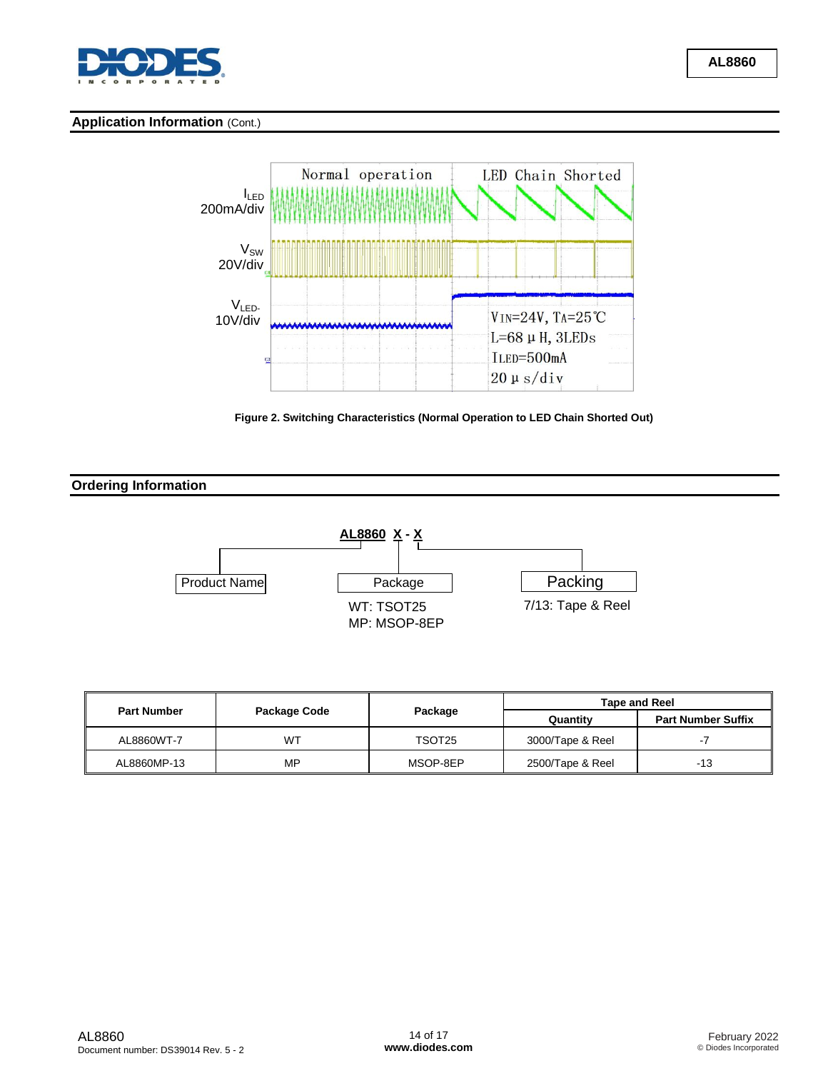## Application Information (Cont.)

Figure 2. Switching Characteristics (Normal Operation to LED Chain Shorted Out)

## Ordering Information

**AL8860 X - X**

- Product Name
- Package
  - WT: TSOT25
  - MP: MSOP-8EP
- Packing
  - 7/13: Tape & Reel

| Part Number | Package Code | Package | Tape and Reel | |
|---|---|---|---|---|
| | | | Quantity | Part Number Suffix |
| AL8860WT-7 | WT | TSOT25 | 3000/Tape & Reel | -7 |
| AL8860MP-13 | MP | MSOP-8EP | 2500/Tape & Reel | -13 |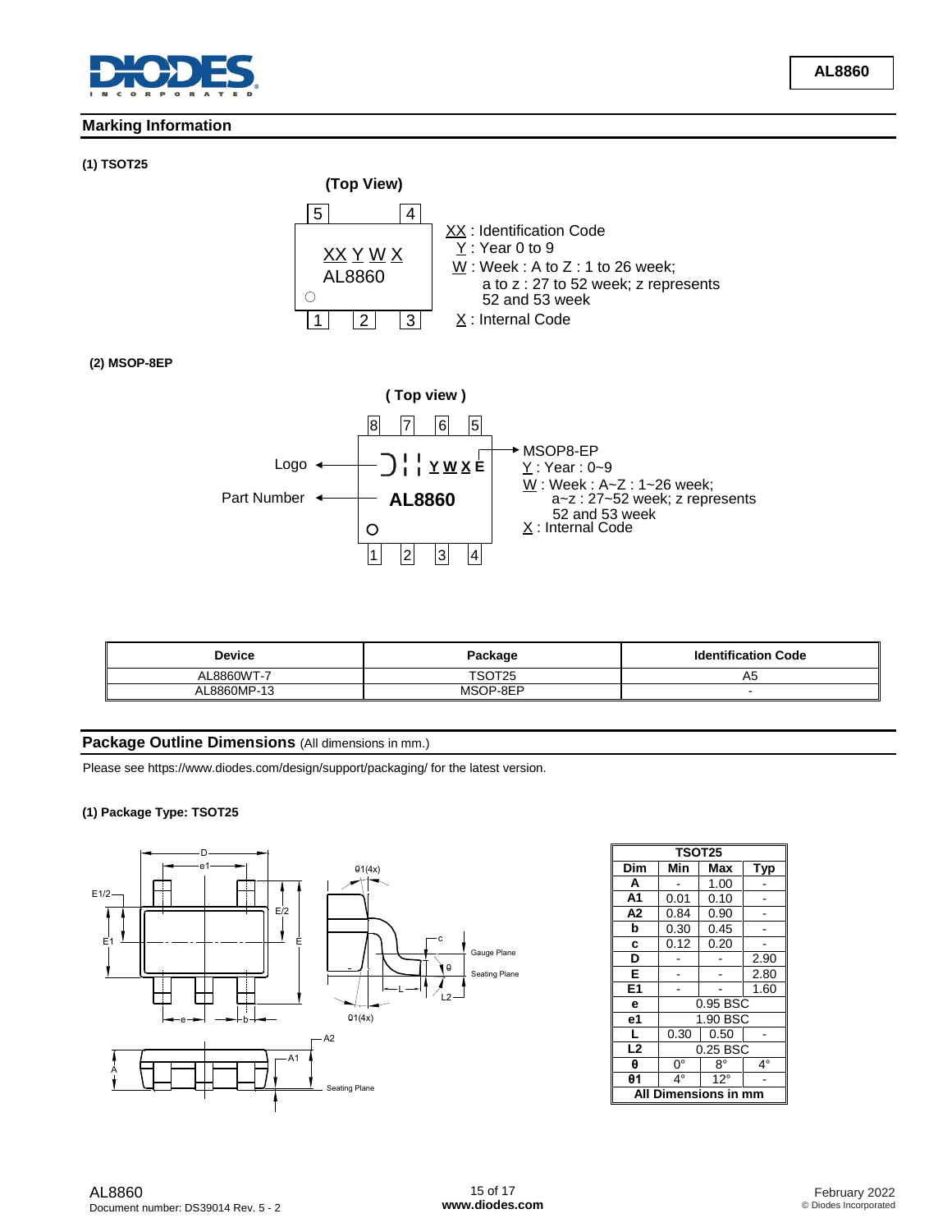## Marking Information

**(1) TSOT25**

**(Top View)**

XX Y W X
AL8860

XX : Identification Code
Y : Year 0 to 9
W : Week : A to Z : 1 to 26 week; a to z : 27 to 52 week; z represents 52 and 53 week
X : Internal Code

**(2) MSOP-8EP**

**( Top view )**

Logo
Part Number
YWXE
AL8860

MSOP8-EP
Y : Year : 0~9
W : Week : A~Z : 1~26 week; a~z : 27~52 week; z represents 52 and 53 week
X : Internal Code

| Device | Package | Identification Code |
|---|---|---|
| AL8860WT-7 | TSOT25 | A5 |
| AL8860MP-13 | MSOP-8EP | - |

## Package Outline Dimensions (All dimensions in mm.)

Please see https://www.diodes.com/design/support/packaging/ for the latest version.

**(1) Package Type: TSOT25**

| TSOT25 | | | |
|---|---|---|---|
| **Dim** | **Min** | **Max** | **Typ** |
| **A** | - | 1.00 | - |
| **A1** | 0.01 | 0.10 | - |
| **A2** | 0.84 | 0.90 | - |
| **b** | 0.30 | 0.45 | - |
| **c** | 0.12 | 0.20 | - |
| **D** | - | - | 2.90 |
| **E** | - | - | 2.80 |
| **E1** | - | - | 1.60 |
| **e** | 0.95 BSC | | |
| **e1** | 1.90 BSC | | |
| **L** | 0.30 | 0.50 | - |
| **L2** | 0.25 BSC | | |
| **θ** | 0° | 8° | 4° |
| **θ1** | 4° | 12° | - |
| **All Dimensions in mm** | | | |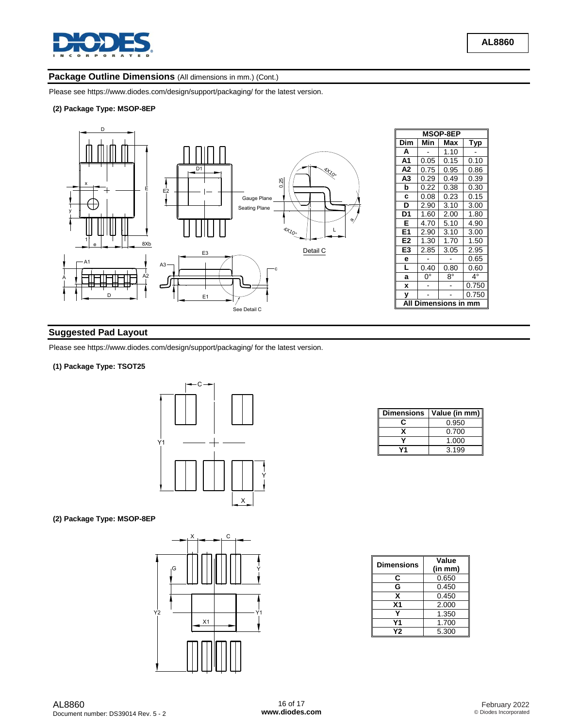## Package Outline Dimensions (All dimensions in mm.) (Cont.)

Please see https://www.diodes.com/design/support/packaging/ for the latest version.

**(2) Package Type: MSOP-8EP**

| MSOP-8EP | | | |
|---|---|---|---|
| **Dim** | **Min** | **Max** | **Typ** |
| **A** | - | 1.10 | - |
| **A1** | 0.05 | 0.15 | 0.10 |
| **A2** | 0.75 | 0.95 | 0.86 |
| **A3** | 0.29 | 0.49 | 0.39 |
| **b** | 0.22 | 0.38 | 0.30 |
| **c** | 0.08 | 0.23 | 0.15 |
| **D** | 2.90 | 3.10 | 3.00 |
| **D1** | 1.60 | 2.00 | 1.80 |
| **E** | 4.70 | 5.10 | 4.90 |
| **E1** | 2.90 | 3.10 | 3.00 |
| **E2** | 1.30 | 1.70 | 1.50 |
| **E3** | 2.85 | 3.05 | 2.95 |
| **e** | - | - | 0.65 |
| **L** | 0.40 | 0.80 | 0.60 |
| **a** | 0° | 8° | 4° |
| **x** | - | - | 0.750 |
| **y** | - | - | 0.750 |
| **All Dimensions in mm** | | | |

## Suggested Pad Layout

Please see https://www.diodes.com/design/support/packaging/ for the latest version.

**(1) Package Type: TSOT25**

| Dimensions | Value (in mm) |
|---|---|
| **C** | 0.950 |
| **X** | 0.700 |
| **Y** | 1.000 |
| **Y1** | 3.199 |

**(2) Package Type: MSOP-8EP**

| Dimensions | Value (in mm) |
|---|---|
| **C** | 0.650 |
| **G** | 0.450 |
| **X** | 0.450 |
| **X1** | 2.000 |
| **Y** | 1.350 |
| **Y1** | 1.700 |
| **Y2** | 5.300 |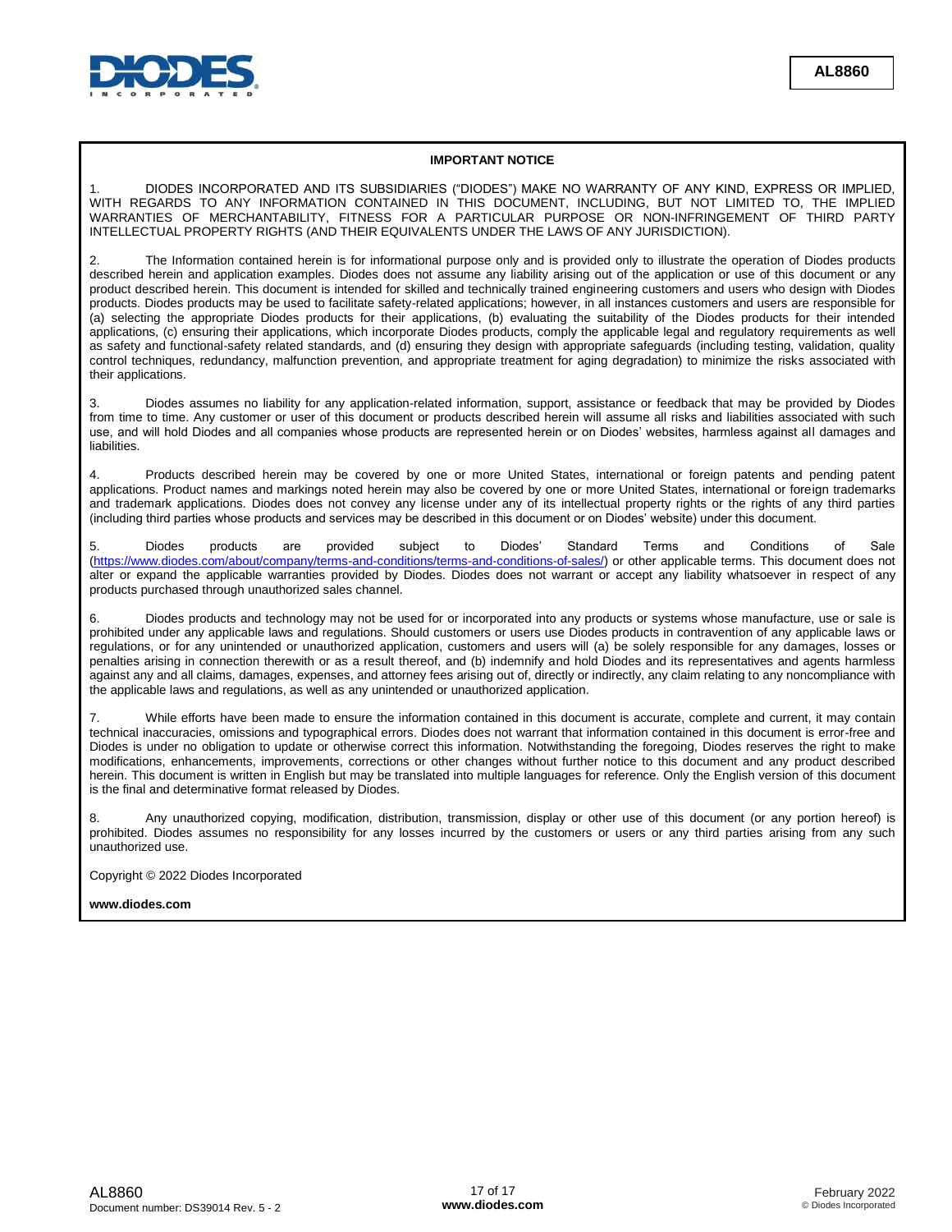## IMPORTANT NOTICE

1. DIODES INCORPORATED AND ITS SUBSIDIARIES ("DIODES") MAKE NO WARRANTY OF ANY KIND, EXPRESS OR IMPLIED, WITH REGARDS TO ANY INFORMATION CONTAINED IN THIS DOCUMENT, INCLUDING, BUT NOT LIMITED TO, THE IMPLIED WARRANTIES OF MERCHANTABILITY, FITNESS FOR A PARTICULAR PURPOSE OR NON-INFRINGEMENT OF THIRD PARTY INTELLECTUAL PROPERTY RIGHTS (AND THEIR EQUIVALENTS UNDER THE LAWS OF ANY JURISDICTION).

2. The Information contained herein is for informational purpose only and is provided only to illustrate the operation of Diodes products described herein and application examples. Diodes does not assume any liability arising out of the application or use of this document or any product described herein. This document is intended for skilled and technically trained engineering customers and users who design with Diodes products. Diodes products may be used to facilitate safety-related applications; however, in all instances customers and users are responsible for (a) selecting the appropriate Diodes products for their applications, (b) evaluating the suitability of the Diodes products for their intended applications, (c) ensuring their applications, which incorporate Diodes products, comply the applicable legal and regulatory requirements as well as safety and functional-safety related standards, and (d) ensuring they design with appropriate safeguards (including testing, validation, quality control techniques, redundancy, malfunction prevention, and appropriate treatment for aging degradation) to minimize the risks associated with their applications.

3. Diodes assumes no liability for any application-related information, support, assistance or feedback that may be provided by Diodes from time to time. Any customer or user of this document or products described herein will assume all risks and liabilities associated with such use, and will hold Diodes and all companies whose products are represented herein or on Diodes' websites, harmless against all damages and liabilities.

4. Products described herein may be covered by one or more United States, international or foreign patents and pending patent applications. Product names and markings noted herein may also be covered by one or more United States, international or foreign trademarks and trademark applications. Diodes does not convey any license under any of its intellectual property rights or the rights of any third parties (including third parties whose products and services may be described in this document or on Diodes' website) under this document.

5. Diodes products are provided subject to Diodes' Standard Terms and Conditions of Sale (https://www.diodes.com/about/company/terms-and-conditions/terms-and-conditions-of-sales/) or other applicable terms. This document does not alter or expand the applicable warranties provided by Diodes. Diodes does not warrant or accept any liability whatsoever in respect of any products purchased through unauthorized sales channel.

6. Diodes products and technology may not be used for or incorporated into any products or systems whose manufacture, use or sale is prohibited under any applicable laws and regulations. Should customers or users use Diodes products in contravention of any applicable laws or regulations, or for any unintended or unauthorized application, customers and users will (a) be solely responsible for any damages, losses or penalties arising in connection therewith or as a result thereof, and (b) indemnify and hold Diodes and its representatives and agents harmless against any and all claims, damages, expenses, and attorney fees arising out of, directly or indirectly, any claim relating to any noncompliance with the applicable laws and regulations, as well as any unintended or unauthorized application.

7. While efforts have been made to ensure the information contained in this document is accurate, complete and current, it may contain technical inaccuracies, omissions and typographical errors. Diodes does not warrant that information contained in this document is error-free and Diodes is under no obligation to update or otherwise correct this information. Notwithstanding the foregoing, Diodes reserves the right to make modifications, enhancements, improvements, corrections or other changes without further notice to this document and any product described herein. This document is written in English but may be translated into multiple languages for reference. Only the English version of this document is the final and determinative format released by Diodes.

8. Any unauthorized copying, modification, distribution, transmission, display or other use of this document (or any portion hereof) is prohibited. Diodes assumes no responsibility for any losses incurred by the customers or users or any third parties arising from any such unauthorized use.

Copyright © 2022 Diodes Incorporated

**www.diodes.com**